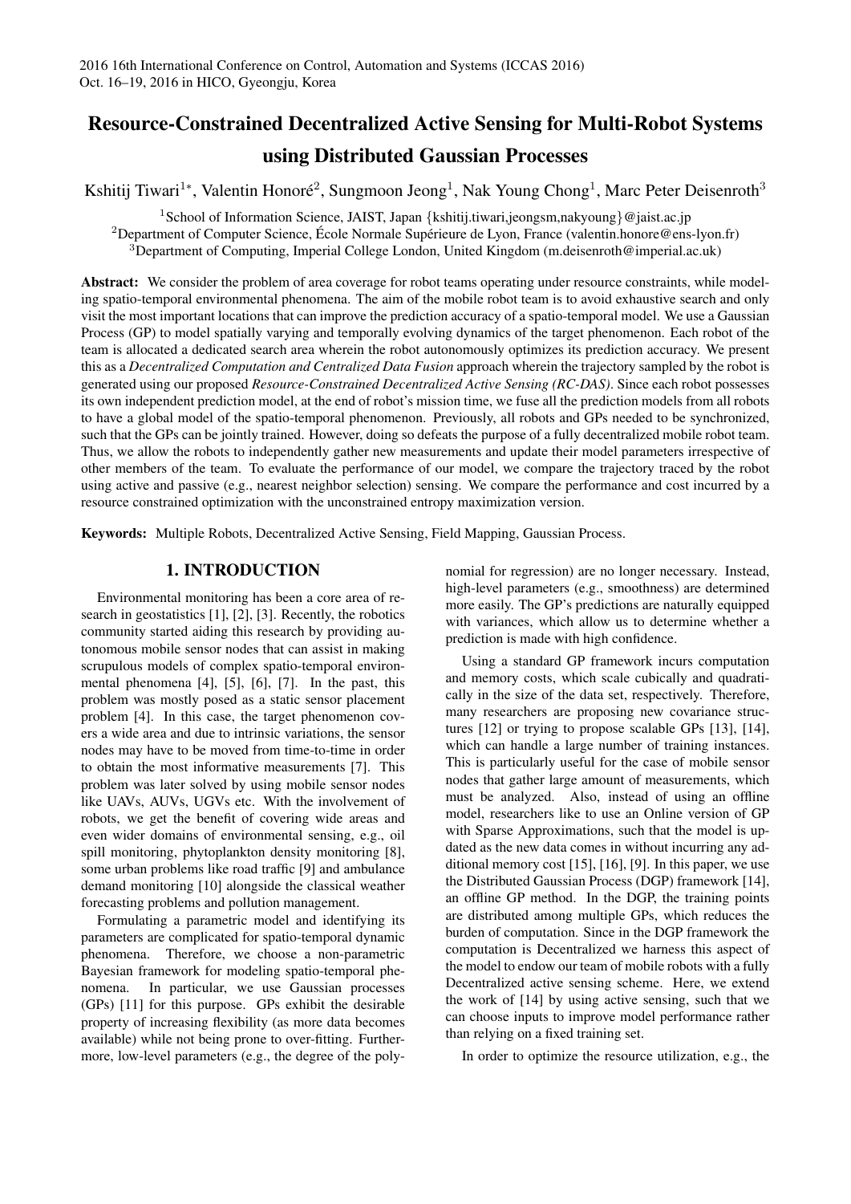2016 16th International Conference on Control, Automation and Systems (ICCAS 2016)
Oct. 16–19, 2016 in HICO, Gyeongju, Korea

# Resource-Constrained Decentralized Active Sensing for Multi-Robot Systems using Distributed Gaussian Processes

Kshitij Tiwari[1*], Valentin Honoré[2], Sungmoon Jeong[1], Nak Young Chong[1], Marc Peter Deisenroth[3]

[1]School of Information Science, JAIST, Japan {kshitij.tiwari,jeongsm,nakyoung}@jaist.ac.jp
[2]Department of Computer Science, École Normale Supérieure de Lyon, France (valentin.honore@ens-lyon.fr)
[3]Department of Computing, Imperial College London, United Kingdom (m.deisenroth@imperial.ac.uk)

**Abstract:** We consider the problem of area coverage for robot teams operating under resource constraints, while modeling spatio-temporal environmental phenomena. The aim of the mobile robot team is to avoid exhaustive search and only visit the most important locations that can improve the prediction accuracy of a spatio-temporal model. We use a Gaussian Process (GP) to model spatially varying and temporally evolving dynamics of the target phenomenon. Each robot of the team is allocated a dedicated search area wherein the robot autonomously optimizes its prediction accuracy. We present this as a *Decentralized Computation and Centralized Data Fusion* approach wherein the trajectory sampled by the robot is generated using our proposed *Resource-Constrained Decentralized Active Sensing (RC-DAS)*. Since each robot possesses its own independent prediction model, at the end of robot's mission time, we fuse all the prediction models from all robots to have a global model of the spatio-temporal phenomenon. Previously, all robots and GPs needed to be synchronized, such that the GPs can be jointly trained. However, doing so defeats the purpose of a fully decentralized mobile robot team. Thus, we allow the robots to independently gather new measurements and update their model parameters irrespective of other members of the team. To evaluate the performance of our model, we compare the trajectory traced by the robot using active and passive (e.g., nearest neighbor selection) sensing. We compare the performance and cost incurred by a resource constrained optimization with the unconstrained entropy maximization version.

**Keywords:** Multiple Robots, Decentralized Active Sensing, Field Mapping, Gaussian Process.

## 1. INTRODUCTION

Environmental monitoring has been a core area of research in geostatistics [1], [2], [3]. Recently, the robotics community started aiding this research by providing autonomous mobile sensor nodes that can assist in making scrupulous models of complex spatio-temporal environmental phenomena [4], [5], [6], [7]. In the past, this problem was mostly posed as a static sensor placement problem [4]. In this case, the target phenomenon covers a wide area and due to intrinsic variations, the sensor nodes may have to be moved from time-to-time in order to obtain the most informative measurements [7]. This problem was later solved by using mobile sensor nodes like UAVs, AUVs, UGVs etc. With the involvement of robots, we get the benefit of covering wide areas and even wider domains of environmental sensing, e.g., oil spill monitoring, phytoplankton density monitoring [8], some urban problems like road traffic [9] and ambulance demand monitoring [10] alongside the classical weather forecasting problems and pollution management.

Formulating a parametric model and identifying its parameters are complicated for spatio-temporal dynamic phenomena. Therefore, we choose a non-parametric Bayesian framework for modeling spatio-temporal phenomena. In particular, we use Gaussian processes (GPs) [11] for this purpose. GPs exhibit the desirable property of increasing flexibility (as more data becomes available) while not being prone to over-fitting. Furthermore, low-level parameters (e.g., the degree of the polynomial for regression) are no longer necessary. Instead, high-level parameters (e.g., smoothness) are determined more easily. The GP's predictions are naturally equipped with variances, which allow us to determine whether a prediction is made with high confidence.

Using a standard GP framework incurs computation and memory costs, which scale cubically and quadratically in the size of the data set, respectively. Therefore, many researchers are proposing new covariance structures [12] or trying to propose scalable GPs [13], [14], which can handle a large number of training instances. This is particularly useful for the case of mobile sensor nodes that gather large amount of measurements, which must be analyzed. Also, instead of using an offline model, researchers like to use an Online version of GP with Sparse Approximations, such that the model is updated as the new data comes in without incurring any additional memory cost [15], [16], [9]. In this paper, we use the Distributed Gaussian Process (DGP) framework [14], an offline GP method. In the DGP, the training points are distributed among multiple GPs, which reduces the burden of computation. Since in the DGP framework the computation is Decentralized we harness this aspect of the model to endow our team of mobile robots with a fully Decentralized active sensing scheme. Here, we extend the work of [14] by using active sensing, such that we can choose inputs to improve model performance rather than relying on a fixed training set.

In order to optimize the resource utilization, e.g., the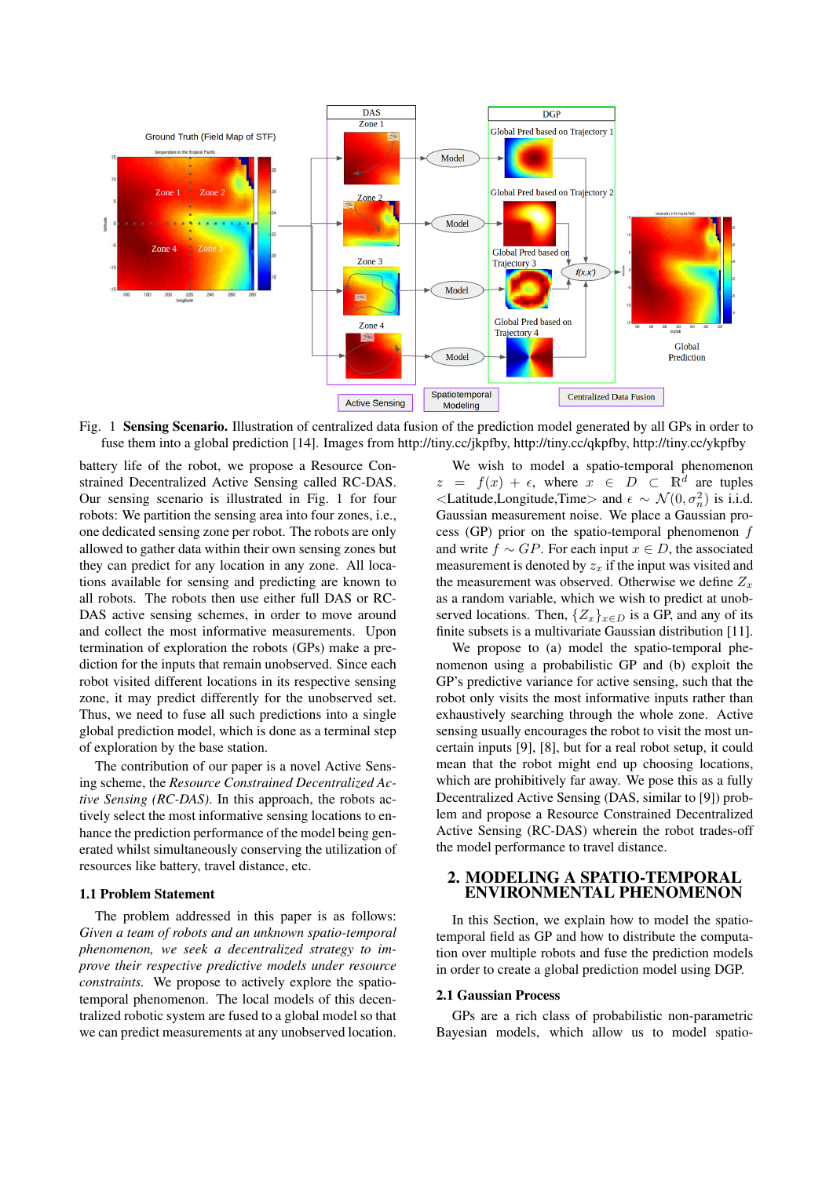Fig. 1 **Sensing Scenario.** Illustration of centralized data fusion of the prediction model generated by all GPs in order to fuse them into a global prediction [14]. Images from http://tiny.cc/jkpfby, http://tiny.cc/qkpfby, http://tiny.cc/ykpfby

battery life of the robot, we propose a Resource Constrained Decentralized Active Sensing called RC-DAS. Our sensing scenario is illustrated in Fig. 1 for four robots: We partition the sensing area into four zones, i.e., one dedicated sensing zone per robot. The robots are only allowed to gather data within their own sensing zones but they can predict for any location in any zone. All locations available for sensing and predicting are known to all robots. The robots then use either full DAS or RC-DAS active sensing schemes, in order to move around and collect the most informative measurements. Upon termination of exploration the robots (GPs) make a prediction for the inputs that remain unobserved. Since each robot visited different locations in its respective sensing zone, it may predict differently for the unobserved set. Thus, we need to fuse all such predictions into a single global prediction model, which is done as a terminal step of exploration by the base station.

The contribution of our paper is a novel Active Sensing scheme, the *Resource Constrained Decentralized Active Sensing (RC-DAS)*. In this approach, the robots actively select the most informative sensing locations to enhance the prediction performance of the model being generated whilst simultaneously conserving the utilization of resources like battery, travel distance, etc.

### 1.1 Problem Statement

The problem addressed in this paper is as follows: *Given a team of robots and an unknown spatio-temporal phenomenon, we seek a decentralized strategy to improve their respective predictive models under resource constraints.* We propose to actively explore the spatio-temporal phenomenon. The local models of this decentralized robotic system are fused to a global model so that we can predict measurements at any unobserved location.

We wish to model a spatio-temporal phenomenon $z = f(x) + \epsilon$, where $x \in D \subset \mathbb{R}^d$ are tuples <Latitude,Longitude,Time> and $\epsilon \sim \mathcal{N}(0, \sigma_n^2)$ is i.i.d. Gaussian measurement noise. We place a Gaussian process (GP) prior on the spatio-temporal phenomenon $f$ and write $f \sim GP$. For each input $x \in D$, the associated measurement is denoted by $z_x$ if the input was visited and the measurement was observed. Otherwise we define $Z_x$ as a random variable, which we wish to predict at unobserved locations. Then, $\{Z_x\}_{x \in D}$ is a GP, and any of its finite subsets is a multivariate Gaussian distribution [11].

We propose to (a) model the spatio-temporal phenomenon using a probabilistic GP and (b) exploit the GP's predictive variance for active sensing, such that the robot only visits the most informative inputs rather than exhaustively searching through the whole zone. Active sensing usually encourages the robot to visit the most uncertain inputs [9], [8], but for a real robot setup, it could mean that the robot might end up choosing locations, which are prohibitively far away. We pose this as a fully Decentralized Active Sensing (DAS, similar to [9]) problem and propose a Resource Constrained Decentralized Active Sensing (RC-DAS) wherein the robot trades-off the model performance to travel distance.

## 2. MODELING A SPATIO-TEMPORAL ENVIRONMENTAL PHENOMENON

In this Section, we explain how to model the spatio-temporal field as GP and how to distribute the computation over multiple robots and fuse the prediction models in order to create a global prediction model using DGP.

### 2.1 Gaussian Process

GPs are a rich class of probabilistic non-parametric Bayesian models, which allow us to model spatio-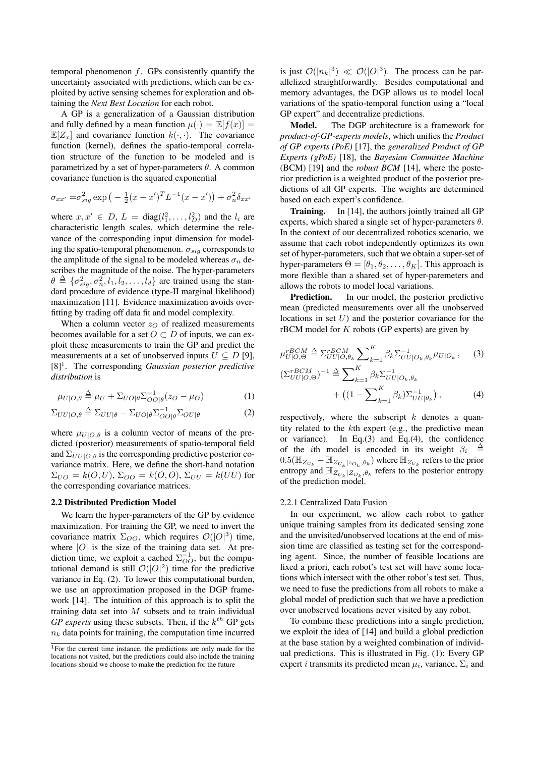temporal phenomenon $f$. GPs consistently quantify the uncertainty associated with predictions, which can be exploited by active sensing schemes for exploration and obtaining the *Next Best Location* for each robot.

A GP is a generalization of a Gaussian distribution and fully defined by a mean function $\mu(\cdot) = \mathbb{E}[f(x)] = \mathbb{E}[Z_x]$ and covariance function $k(\cdot, \cdot)$. The covariance function (kernel), defines the spatio-temporal correlation structure of the function to be modeled and is parametrized by a set of hyper-parameters $\theta$. A common covariance function is the squared exponential

$$\sigma_{xx'} = \sigma_{sig}^2 \exp\big(-\tfrac{1}{2}(x-x')^T L^{-1}(x-x')\big) + \sigma_n^2 \delta_{xx'}$$

where $x, x' \in D$, $L = \text{diag}(l_1^2, \ldots, l_D^2)$ and the $l_i$ are characteristic length scales, which determine the relevance of the corresponding input dimension for modeling the spatio-temporal phenomenon. $\sigma_{sig}$ corresponds to the amplitude of the signal to be modeled whereas $\sigma_n$ describes the magnitude of the noise. The hyper-parameters $\theta \triangleq \{\sigma_{sig}^2, \sigma_n^2, l_1, l_2, \ldots, l_d\}$ are trained using the standard procedure of evidence (type-II marginal likelihood) maximization [11]. Evidence maximization avoids overfitting by trading off data fit and model complexity.

When a column vector $z_O$ of realized measurements becomes available for a set $O \subset D$ of inputs, we can exploit these measurements to train the GP and predict the measurements at a set of unobserved inputs $U \subseteq D$ [9], [8][1]. The corresponding *Gaussian posterior predictive distribution* is

$$\mu_{U|O,\theta} \triangleq \mu_U + \Sigma_{UO|\theta}\Sigma_{OO|\theta}^{-1}(z_O - \mu_O) \tag{1}$$

$$\Sigma_{UU|O,\theta} \triangleq \Sigma_{UU|\theta} - \Sigma_{UO|\theta}\Sigma_{OO|\theta}^{-1}\Sigma_{OU|\theta} \tag{2}$$

where $\mu_{U|O,\theta}$ is a column vector of means of the predicted (posterior) measurements of spatio-temporal field and $\Sigma_{UU|O,\theta}$ is the corresponding predictive posterior covariance matrix. Here, we define the short-hand notation $\Sigma_{UO} = k(O,U)$, $\Sigma_{OO} = k(O,O)$, $\Sigma_{UU} = k(UU)$ for the corresponding covariance matrices.

### 2.2 Distributed Prediction Model

We learn the hyper-parameters of the GP by evidence maximization. For training the GP, we need to invert the covariance matrix $\Sigma_{OO}$, which requires $\mathcal{O}(|O|^3)$ time, where $|O|$ is the size of the training data set. At prediction time, we exploit a cached $\Sigma_{OO}^{-1}$, but the computational demand is still $\mathcal{O}(|O|^2)$ time for the predictive variance in Eq. (2). To lower this computational burden, we use an approximation proposed in the DGP framework [14]. The intuition of this approach is to split the training data set into $M$ subsets and to train individual *GP experts* using these subsets. Then, if the $k^{th}$ GP gets $n_k$ data points for training, the computation time incurred is just $\mathcal{O}(|n_k|^3) \ll \mathcal{O}(|O|^3)$. The process can be parallelized straightforwardly. Besides computational and memory advantages, the DGP allows us to model local variations of the spatio-temporal function using a "local GP expert" and decentralize predictions.

**Model.** The DGP architecture is a framework for *product-of-GP-experts models*, which unifies the *Product of GP experts (PoE)* [17], the *generalized Product of GP Experts (gPoE)* [18], the *Bayesian Committee Machine* (BCM) [19] and the *robust BCM* [14], where the posterior prediction is a weighted product of the posterior predictions of all GP experts. The weights are determined based on each expert's confidence.

**Training.** In [14], the authors jointly trained all GP experts, which shared a single set of hyper-parameters $\theta$. In the context of our decentralized robotics scenario, we assume that each robot independently optimizes its own set of hyper-parameters, such that we obtain a super-set of hyper-parameters $\Theta = [\theta_1, \theta_2, \ldots, \theta_K]$. This approach is more flexible than a shared set of hyper-paremeters and allows the robots to model local variations.

**Prediction.** In our model, the posterior predictive mean (predicted measurements over all the unobserved locations in set $U$) and the posterior covariance for the rBCM model for $K$ robots (GP experts) are given by

$$\mu_{U|O,\Theta}^{rBCM} \triangleq \Sigma_{UU|O,\theta_k}^{rBCM} \sum_{k=1}^{K} \beta_k \Sigma_{UU|O_k,\theta_k}^{-1} \mu_{U|O_k}, \tag{3}$$

$$(\Sigma_{UU|O,\Theta}^{rBCM})^{-1} \triangleq \sum_{k=1}^{K} \beta_k \Sigma_{UU|O_k,\theta_k}^{-1} + \big((1 - \sum_{k=1}^{K} \beta_k)\Sigma_{UU|\theta_k}^{-1}\big), \tag{4}$$

respectively, where the subscript $k$ denotes a quantity related to the $k$th expert (e.g., the predictive mean or variance). In Eq.(3) and Eq.(4), the confidence of the $i$th model is encoded in its weight $\beta_i \triangleq 0.5(\mathbb{H}_{Z_{U_k}} - \mathbb{H}_{Z_{U_k}|z_{O_k},\theta_k})$ where $\mathbb{H}_{Z_{U_k}}$ refers to the prior entropy and $\mathbb{H}_{Z_{U_k}|Z_{O_k},\theta_k}$ refers to the posterior entropy of the prediction model.

#### 2.2.1 Centralized Data Fusion

In our experiment, we allow each robot to gather unique training samples from its dedicated sensing zone and the unvisited/unobserved locations at the end of mission time are classified as testing set for the corresponding agent. Since, the number of feasible locations are fixed a priori, each robot's test set will have some locations which intersect with the other robot's test set. Thus, we need to fuse the predictions from all robots to make a global model of prediction such that we have a prediction over unobserved locations never visited by any robot.

To combine these predictions into a single prediction, we exploit the idea of [14] and build a global prediction at the base station by a weighted combination of individual predictions. This is illustrated in Fig. (1): Every GP expert $i$ transmits its predicted mean $\mu_i$, variance, $\Sigma_i$ and

[1] For the current time instance, the predictions are only made for the locations not visited, but the predictions could also include the training locations should we choose to make the prediction for the future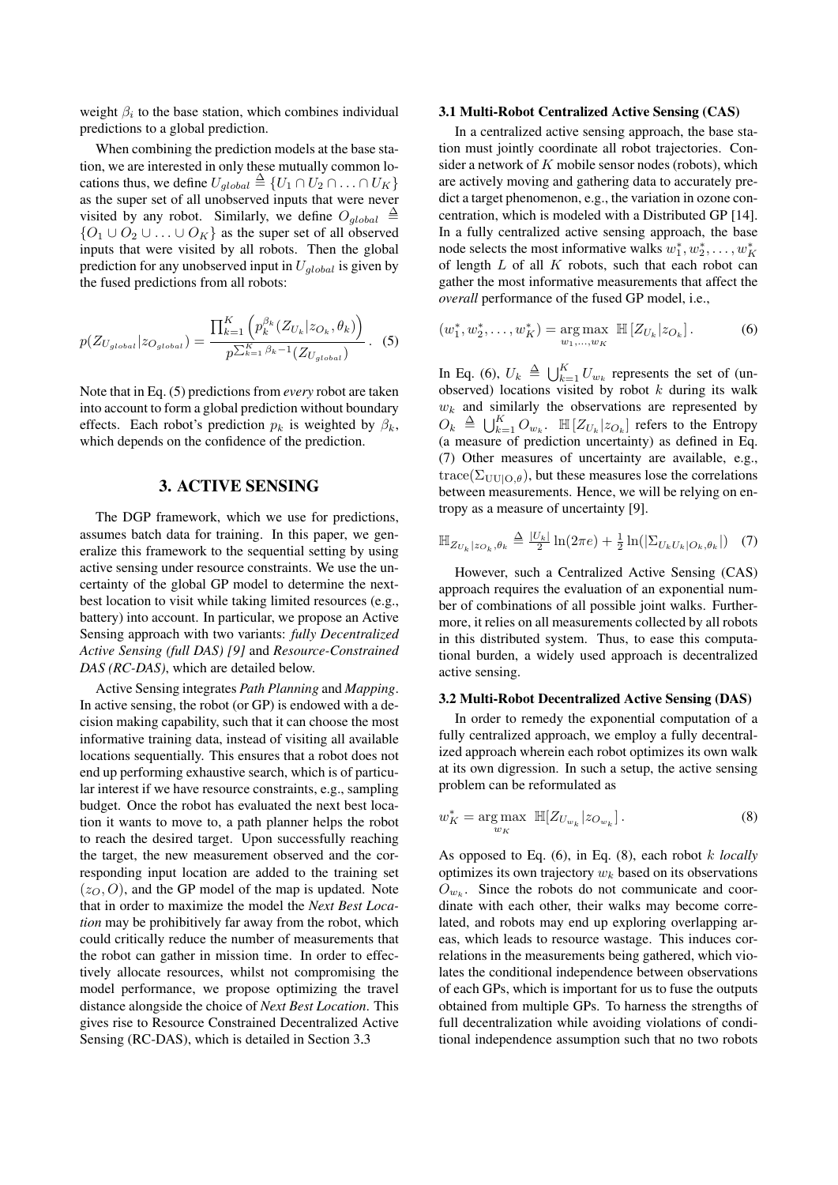weight $\beta_i$ to the base station, which combines individual predictions to a global prediction.

When combining the prediction models at the base station, we are interested in only these mutually common locations thus, we define $U_{global} \triangleq \{U_1 \cap U_2 \cap \ldots \cap U_K\}$ as the super set of all unobserved inputs that were never visited by any robot. Similarly, we define $O_{global} \triangleq \{O_1 \cup O_2 \cup \ldots \cup O_K\}$ as the super set of all observed inputs that were visited by all robots. Then the global prediction for any unobserved input in $U_{global}$ is given by the fused predictions from all robots:

$$p(Z_{U_{global}}|z_{O_{global}}) = \frac{\prod_{k=1}^{K}\left(p_k^{\beta_k}(Z_{U_k}|z_{O_k},\theta_k)\right)}{p^{\sum_{k=1}^{K}\beta_k - 1}(Z_{U_{global}})}. \quad (5)$$

Note that in Eq. (5) predictions from *every* robot are taken into account to form a global prediction without boundary effects. Each robot's prediction $p_k$ is weighted by $\beta_k$, which depends on the confidence of the prediction.

## 3. ACTIVE SENSING

The DGP framework, which we use for predictions, assumes batch data for training. In this paper, we generalize this framework to the sequential setting by using active sensing under resource constraints. We use the uncertainty of the global GP model to determine the next-best location to visit while taking limited resources (e.g., battery) into account. In particular, we propose an Active Sensing approach with two variants: *fully Decentralized Active Sensing (full DAS) [9]* and *Resource-Constrained DAS (RC-DAS)*, which are detailed below.

Active Sensing integrates *Path Planning* and *Mapping*. In active sensing, the robot (or GP) is endowed with a decision making capability, such that it can choose the most informative training data, instead of visiting all available locations sequentially. This ensures that a robot does not end up performing exhaustive search, which is of particular interest if we have resource constraints, e.g., sampling budget. Once the robot has evaluated the next best location it wants to move to, a path planner helps the robot to reach the desired target. Upon successfully reaching the target, the new measurement observed and the corresponding input location are added to the training set $(z_O, O)$, and the GP model of the map is updated. Note that in order to maximize the model the *Next Best Location* may be prohibitively far away from the robot, which could critically reduce the number of measurements that the robot can gather in mission time. In order to effectively allocate resources, whilst not compromising the model performance, we propose optimizing the travel distance alongside the choice of *Next Best Location*. This gives rise to Resource Constrained Decentralized Active Sensing (RC-DAS), which is detailed in Section 3.3

### 3.1 Multi-Robot Centralized Active Sensing (CAS)

In a centralized active sensing approach, the base station must jointly coordinate all robot trajectories. Consider a network of $K$ mobile sensor nodes (robots), which are actively moving and gathering data to accurately predict a target phenomenon, e.g., the variation in ozone concentration, which is modeled with a Distributed GP [14]. In a fully centralized active sensing approach, the base node selects the most informative walks $w_1^*, w_2^*, \ldots, w_K^*$ of length $L$ of all $K$ robots, such that each robot can gather the most informative measurements that affect the *overall* performance of the fused GP model, i.e.,

$$(w_1^*, w_2^*, \ldots, w_K^*) = \underset{w_1,\ldots,w_K}{\arg\max}\ \mathbb{H}\left[Z_{U_k}|z_{O_k}\right]. \quad (6)$$

In Eq. (6), $U_k \triangleq \bigcup_{k=1}^{K} U_{w_k}$ represents the set of (unobserved) locations visited by robot $k$ during its walk $w_k$ and similarly the observations are represented by $O_k \triangleq \bigcup_{k=1}^{K} O_{w_k}$. $\mathbb{H}\left[Z_{U_k}|z_{O_k}\right]$ refers to the Entropy (a measure of prediction uncertainty) as defined in Eq. (7) Other measures of uncertainty are available, e.g., $\mathrm{trace}(\Sigma_{\mathrm{UU|O},\theta})$, but these measures lose the correlations between measurements. Hence, we will be relying on entropy as a measure of uncertainty [9].

$$\mathbb{H}_{Z_{U_k}|z_{O_k},\theta_k} \triangleq \tfrac{|U_k|}{2}\ln(2\pi e) + \tfrac{1}{2}\ln(|\Sigma_{U_kU_k|O_k,\theta_k}|) \quad (7)$$

However, such a Centralized Active Sensing (CAS) approach requires the evaluation of an exponential number of combinations of all possible joint walks. Furthermore, it relies on all measurements collected by all robots in this distributed system. Thus, to ease this computational burden, a widely used approach is decentralized active sensing.

### 3.2 Multi-Robot Decentralized Active Sensing (DAS)

In order to remedy the exponential computation of a fully centralized approach, we employ a fully decentralized approach wherein each robot optimizes its own walk at its own digression. In such a setup, the active sensing problem can be reformulated as

$$w_K^* = \underset{w_K}{\arg\max}\ \mathbb{H}[Z_{U_{w_k}}|z_{O_{w_k}}]. \quad (8)$$

As opposed to Eq. (6), in Eq. (8), each robot $k$ *locally* optimizes its own trajectory $w_k$ based on its observations $O_{w_k}$. Since the robots do not communicate and coordinate with each other, their walks may become correlated, and robots may end up exploring overlapping areas, which leads to resource wastage. This induces correlations in the measurements being gathered, which violates the conditional independence between observations of each GPs, which is important for us to fuse the outputs obtained from multiple GPs. To harness the strengths of full decentralization while avoiding violations of conditional independence assumption such that no two robots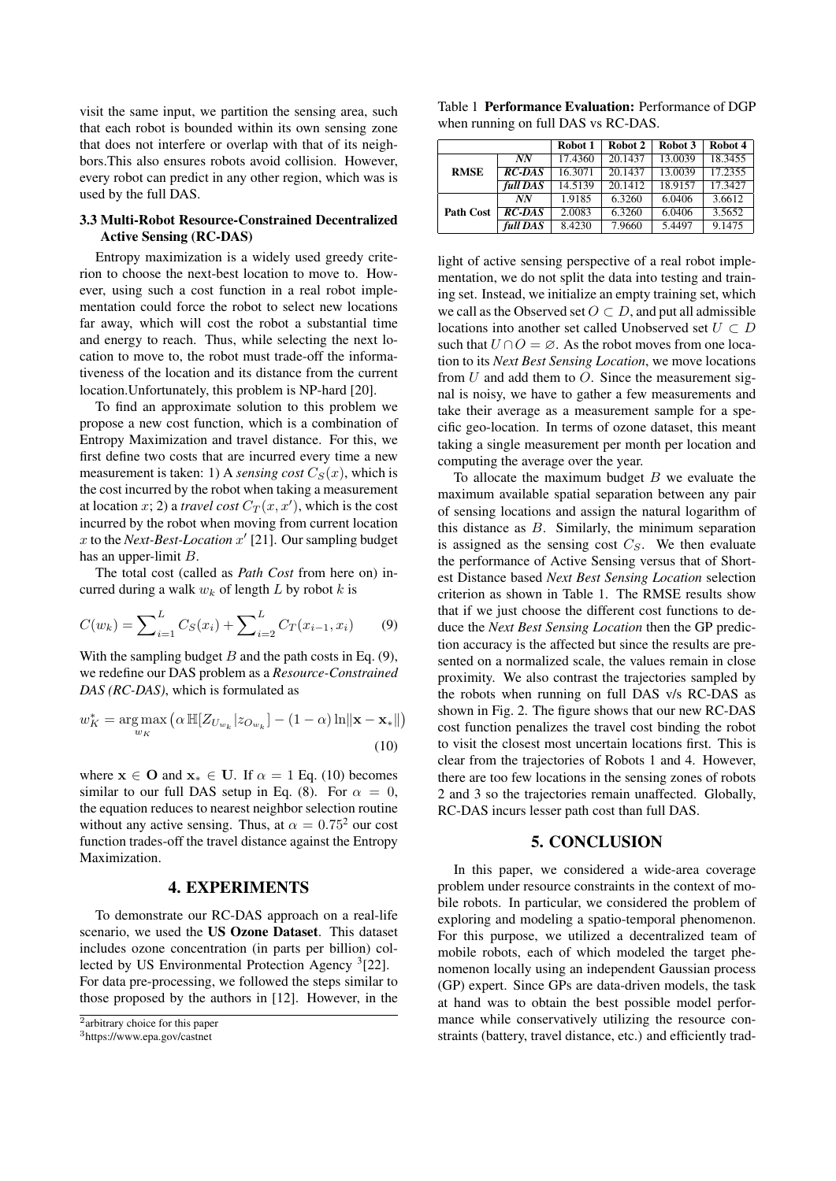visit the same input, we partition the sensing area, such that each robot is bounded within its own sensing zone that does not interfere or overlap with that of its neighbors.This also ensures robots avoid collision. However, every robot can predict in any other region, which was is used by the full DAS.

### 3.3 Multi-Robot Resource-Constrained Decentralized Active Sensing (RC-DAS)

Entropy maximization is a widely used greedy criterion to choose the next-best location to move to. However, using such a cost function in a real robot implementation could force the robot to select new locations far away, which will cost the robot a substantial time and energy to reach. Thus, while selecting the next location to move to, the robot must trade-off the informativeness of the location and its distance from the current location.Unfortunately, this problem is NP-hard [20].

To find an approximate solution to this problem we propose a new cost function, which is a combination of Entropy Maximization and travel distance. For this, we first define two costs that are incurred every time a new measurement is taken: 1) A *sensing cost* $C_S(x)$, which is the cost incurred by the robot when taking a measurement at location $x$; 2) a *travel cost* $C_T(x, x')$, which is the cost incurred by the robot when moving from current location $x$ to the *Next-Best-Location* $x'$ [21]. Our sampling budget has an upper-limit $B$.

The total cost (called as *Path Cost* from here on) incurred during a walk $w_k$ of length $L$ by robot $k$ is

$$C(w_k) = \sum_{i=1}^{L} C_S(x_i) + \sum_{i=2}^{L} C_T(x_{i-1}, x_i) \qquad (9)$$

With the sampling budget $B$ and the path costs in Eq. (9), we redefine our DAS problem as a *Resource-Constrained DAS (RC-DAS)*, which is formulated as

$$w_K^* = \underset{w_K}{\arg\max} \left( \alpha\, \mathbb{H}[Z_{U_{w_k}} | z_{O_{w_k}}] - (1-\alpha) \ln \|\mathbf{x} - \mathbf{x}_*\| \right) \qquad (10)$$

where $\mathbf{x} \in \mathbf{O}$ and $\mathbf{x}_* \in \mathbf{U}$. If $\alpha = 1$ Eq. (10) becomes similar to our full DAS setup in Eq. (8). For $\alpha = 0$, the equation reduces to nearest neighbor selection routine without any active sensing. Thus, at $\alpha = 0.75$[2] our cost function trades-off the travel distance against the Entropy Maximization.

## 4. EXPERIMENTS

To demonstrate our RC-DAS approach on a real-life scenario, we used the **US Ozone Dataset**. This dataset includes ozone concentration (in parts per billion) collected by US Environmental Protection Agency [3][22]. For data pre-processing, we followed the steps similar to those proposed by the authors in [12]. However, in the light of active sensing perspective of a real robot implementation, we do not split the data into testing and training set. Instead, we initialize an empty training set, which we call as the Observed set $O \subset D$, and put all admissible locations into another set called Unobserved set $U \subset D$ such that $U \cap O = \varnothing$. As the robot moves from one location to its *Next Best Sensing Location*, we move locations from $U$ and add them to $O$. Since the measurement signal is noisy, we have to gather a few measurements and take their average as a measurement sample for a specific geo-location. In terms of ozone dataset, this meant taking a single measurement per month per location and computing the average over the year.

Table 1 **Performance Evaluation:** Performance of DGP when running on full DAS vs RC-DAS.

| | | Robot 1 | Robot 2 | Robot 3 | Robot 4 |
|---|---|---|---|---|---|
| **RMSE** | ***NN*** | 17.4360 | 20.1437 | 13.0039 | 18.3455 |
| | ***RC-DAS*** | 16.3071 | 20.1437 | 13.0039 | 17.2355 |
| | ***full DAS*** | 14.5139 | 20.1412 | 18.9157 | 17.3427 |
| **Path Cost** | ***NN*** | 1.9185 | 6.3260 | 6.0406 | 3.6612 |
| | ***RC-DAS*** | 2.0083 | 6.3260 | 6.0406 | 3.5652 |
| | ***full DAS*** | 8.4230 | 7.9660 | 5.4497 | 9.1475 |

To allocate the maximum budget $B$ we evaluate the maximum available spatial separation between any pair of sensing locations and assign the natural logarithm of this distance as $B$. Similarly, the minimum separation is assigned as the sensing cost $C_S$. We then evaluate the performance of Active Sensing versus that of Shortest Distance based *Next Best Sensing Location* selection criterion as shown in Table 1. The RMSE results show that if we just choose the different cost functions to deduce the *Next Best Sensing Location* then the GP prediction accuracy is the affected but since the results are presented on a normalized scale, the values remain in close proximity. We also contrast the trajectories sampled by the robots when running on full DAS v/s RC-DAS as shown in Fig. 2. The figure shows that our new RC-DAS cost function penalizes the travel cost binding the robot to visit the closest most uncertain locations first. This is clear from the trajectories of Robots 1 and 4. However, there are too few locations in the sensing zones of robots 2 and 3 so the trajectories remain unaffected. Globally, RC-DAS incurs lesser path cost than full DAS.

## 5. CONCLUSION

In this paper, we considered a wide-area coverage problem under resource constraints in the context of mobile robots. In particular, we considered the problem of exploring and modeling a spatio-temporal phenomenon. For this purpose, we utilized a decentralized team of mobile robots, each of which modeled the target phenomenon locally using an independent Gaussian process (GP) expert. Since GPs are data-driven models, the task at hand was to obtain the best possible model performance while conservatively utilizing the resource constraints (battery, travel distance, etc.) and efficiently trad-

[2] arbitrary choice for this paper

[3] https://www.epa.gov/castnet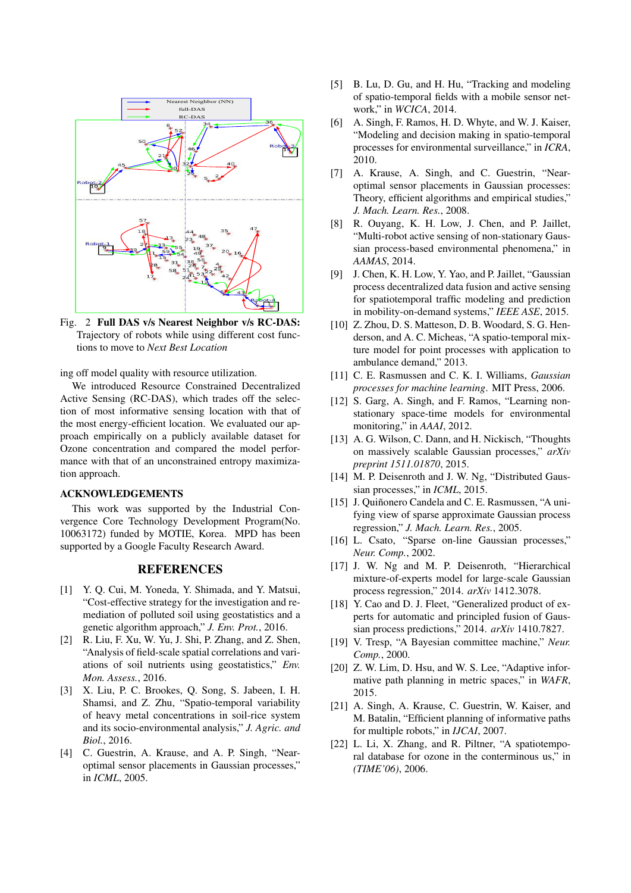Nearest Neighbor (NN)
full-DAS
RC-DAS

Robot-2
Robot-3
Robot-1
Robot-4

Fig. 2 **Full DAS v/s Nearest Neighbor v/s RC-DAS:** Trajectory of robots while using different cost functions to move to *Next Best Location*

ing off model quality with resource utilization.

We introduced Resource Constrained Decentralized Active Sensing (RC-DAS), which trades off the selection of most informative sensing location with that of the most energy-efficient location. We evaluated our approach empirically on a publicly available dataset for Ozone concentration and compared the model performance with that of an unconstrained entropy maximization approach.

## ACKNOWLEDGEMENTS

This work was supported by the Industrial Convergence Core Technology Development Program(No. 10063172) funded by MOTIE, Korea. MPD has been supported by a Google Faculty Research Award.

## REFERENCES

[1] Y. Q. Cui, M. Yoneda, Y. Shimada, and Y. Matsui, "Cost-effective strategy for the investigation and remediation of polluted soil using geostatistics and a genetic algorithm approach," *J. Env. Prot.*, 2016.

[2] R. Liu, F. Xu, W. Yu, J. Shi, P. Zhang, and Z. Shen, "Analysis of field-scale spatial correlations and variations of soil nutrients using geostatistics," *Env. Mon. Assess.*, 2016.

[3] X. Liu, P. C. Brookes, Q. Song, S. Jabeen, I. H. Shamsi, and Z. Zhu, "Spatio-temporal variability of heavy metal concentrations in soil-rice system and its socio-environmental analysis," *J. Agric. and Biol.*, 2016.

[4] C. Guestrin, A. Krause, and A. P. Singh, "Near-optimal sensor placements in Gaussian processes," in *ICML*, 2005.

[5] B. Lu, D. Gu, and H. Hu, "Tracking and modeling of spatio-temporal fields with a mobile sensor network," in *WCICA*, 2014.

[6] A. Singh, F. Ramos, H. D. Whyte, and W. J. Kaiser, "Modeling and decision making in spatio-temporal processes for environmental surveillance," in *ICRA*, 2010.

[7] A. Krause, A. Singh, and C. Guestrin, "Near-optimal sensor placements in Gaussian processes: Theory, efficient algorithms and empirical studies," *J. Mach. Learn. Res.*, 2008.

[8] R. Ouyang, K. H. Low, J. Chen, and P. Jaillet, "Multi-robot active sensing of non-stationary Gaussian process-based environmental phenomena," in *AAMAS*, 2014.

[9] J. Chen, K. H. Low, Y. Yao, and P. Jaillet, "Gaussian process decentralized data fusion and active sensing for spatiotemporal traffic modeling and prediction in mobility-on-demand systems," *IEEE ASE*, 2015.

[10] Z. Zhou, D. S. Matteson, D. B. Woodard, S. G. Henderson, and A. C. Micheas, "A spatio-temporal mixture model for point processes with application to ambulance demand," 2013.

[11] C. E. Rasmussen and C. K. I. Williams, *Gaussian processes for machine learning*. MIT Press, 2006.

[12] S. Garg, A. Singh, and F. Ramos, "Learning non-stationary space-time models for environmental monitoring," in *AAAI*, 2012.

[13] A. G. Wilson, C. Dann, and H. Nickisch, "Thoughts on massively scalable Gaussian processes," *arXiv preprint 1511.01870*, 2015.

[14] M. P. Deisenroth and J. W. Ng, "Distributed Gaussian processes," in *ICML*, 2015.

[15] J. Quiñonero Candela and C. E. Rasmussen, "A unifying view of sparse approximate Gaussian process regression," *J. Mach. Learn. Res.*, 2005.

[16] L. Csato, "Sparse on-line Gaussian processes," *Neur. Comp.*, 2002.

[17] J. W. Ng and M. P. Deisenroth, "Hierarchical mixture-of-experts model for large-scale Gaussian process regression," 2014. *arXiv* 1412.3078.

[18] Y. Cao and D. J. Fleet, "Generalized product of experts for automatic and principled fusion of Gaussian process predictions," 2014. *arXiv* 1410.7827.

[19] V. Tresp, "A Bayesian committee machine," *Neur. Comp.*, 2000.

[20] Z. W. Lim, D. Hsu, and W. S. Lee, "Adaptive informative path planning in metric spaces," in *WAFR*, 2015.

[21] A. Singh, A. Krause, C. Guestrin, W. Kaiser, and M. Batalin, "Efficient planning of informative paths for multiple robots," in *IJCAI*, 2007.

[22] L. Li, X. Zhang, and R. Piltner, "A spatiotemporal database for ozone in the conterminous us," in *(TIME'06)*, 2006.